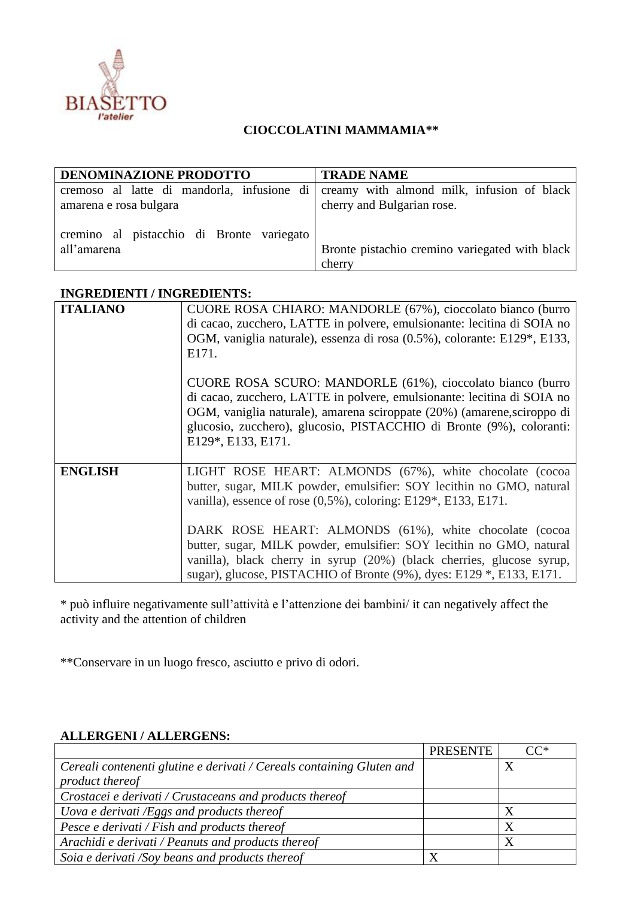BIASETTO
l'atelier

# CIOCCOLATINI MAMMAMIA**

| DENOMINAZIONE PRODOTTO | TRADE NAME |
|---|---|
| cremoso al latte di mandorla, infusione di amarena e rosa bulgara<br><br>cremino al pistacchio di Bronte variegato all'amarena | creamy with almond milk, infusion of black cherry and Bulgarian rose.<br><br>Bronte pistachio cremino variegated with black cherry |

**INGREDIENTI / INGREDIENTS:**

| | |
|---|---|
| **ITALIANO** | CUORE ROSA CHIARO: MANDORLE (67%), cioccolato bianco (burro di cacao, zucchero, LATTE in polvere, emulsionante: lecitina di SOIA no OGM, vaniglia naturale), essenza di rosa (0.5%), colorante: E129*, E133, E171.<br><br>CUORE ROSA SCURO: MANDORLE (61%), cioccolato bianco (burro di cacao, zucchero, LATTE in polvere, emulsionante: lecitina di SOIA no OGM, vaniglia naturale), amarena sciroppate (20%) (amarene,sciroppo di glucosio, zucchero), glucosio, PISTACCHIO di Bronte (9%), coloranti: E129*, E133, E171. |
| **ENGLISH** | LIGHT ROSE HEART: ALMONDS (67%), white chocolate (cocoa butter, sugar, MILK powder, emulsifier: SOY lecithin no GMO, natural vanilla), essence of rose (0,5%), coloring: E129*, E133, E171.<br><br>DARK ROSE HEART: ALMONDS (61%), white chocolate (cocoa butter, sugar, MILK powder, emulsifier: SOY lecithin no GMO, natural vanilla), black cherry in syrup (20%) (black cherries, glucose syrup, sugar), glucose, PISTACHIO of Bronte (9%), dyes: E129 *, E133, E171. |

* può influire negativamente sull'attività e l'attenzione dei bambini/ it can negatively affect the activity and the attention of children

**Conservare in un luogo fresco, asciutto e privo di odori.

**ALLERGENI / ALLERGENS:**

| | PRESENTE | CC* |
|---|---|---|
| *Cereali contenenti glutine e derivati / Cereals containing Gluten and product thereof* | | X |
| *Crostacei e derivati / Crustaceans and products thereof* | | |
| *Uova e derivati /Eggs and products thereof* | | X |
| *Pesce e derivati / Fish and products thereof* | | X |
| *Arachidi e derivati / Peanuts and products thereof* | | X |
| *Soia e derivati /Soy beans and products thereof* | X | |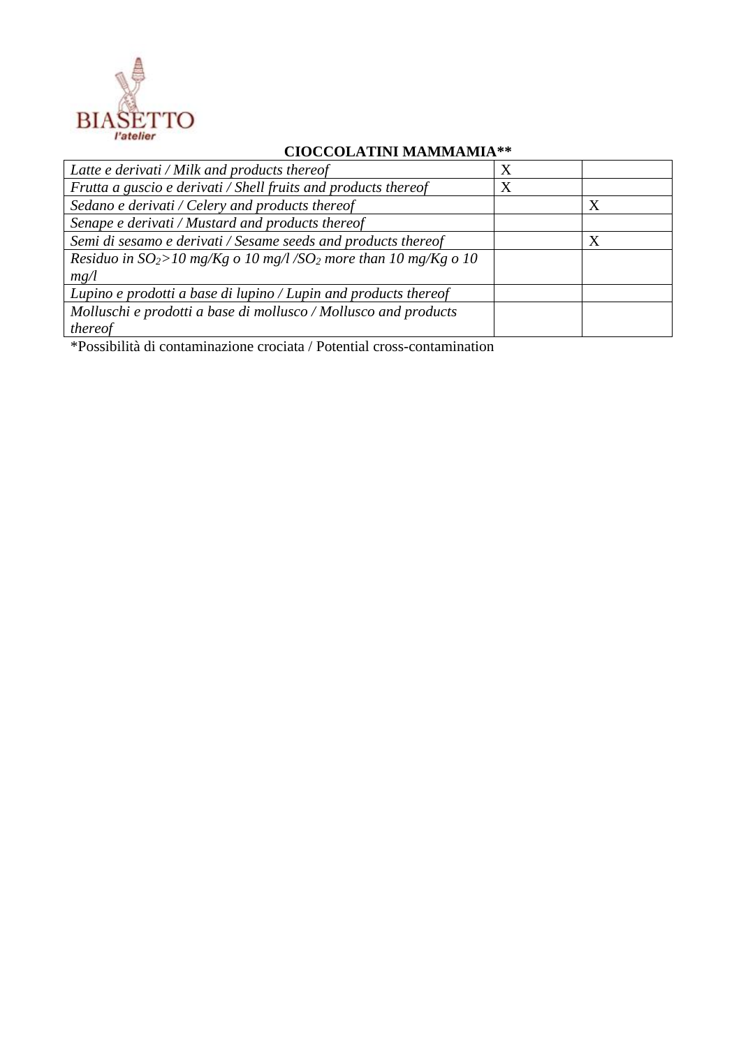## CIOCCOLATINI MAMMAMIA**

| | | |
|---|---|---|
| *Latte e derivati / Milk and products thereof* | X | |
| *Frutta a guscio e derivati / Shell fruits and products thereof* | X | |
| *Sedano e derivati / Celery and products thereof* | | X |
| *Senape e derivati / Mustard and products thereof* | | |
| *Semi di sesamo e derivati / Sesame seeds and products thereof* | | X |
| *Residuo in $SO_2$>10 mg/Kg o 10 mg/l /$SO_2$ more than 10 mg/Kg o 10 mg/l* | | |
| *Lupino e prodotti a base di lupino / Lupin and products thereof* | | |
| *Molluschi e prodotti a base di mollusco / Mollusco and products thereof* | | |

*Possibilità di contaminazione crociata / Potential cross-contamination